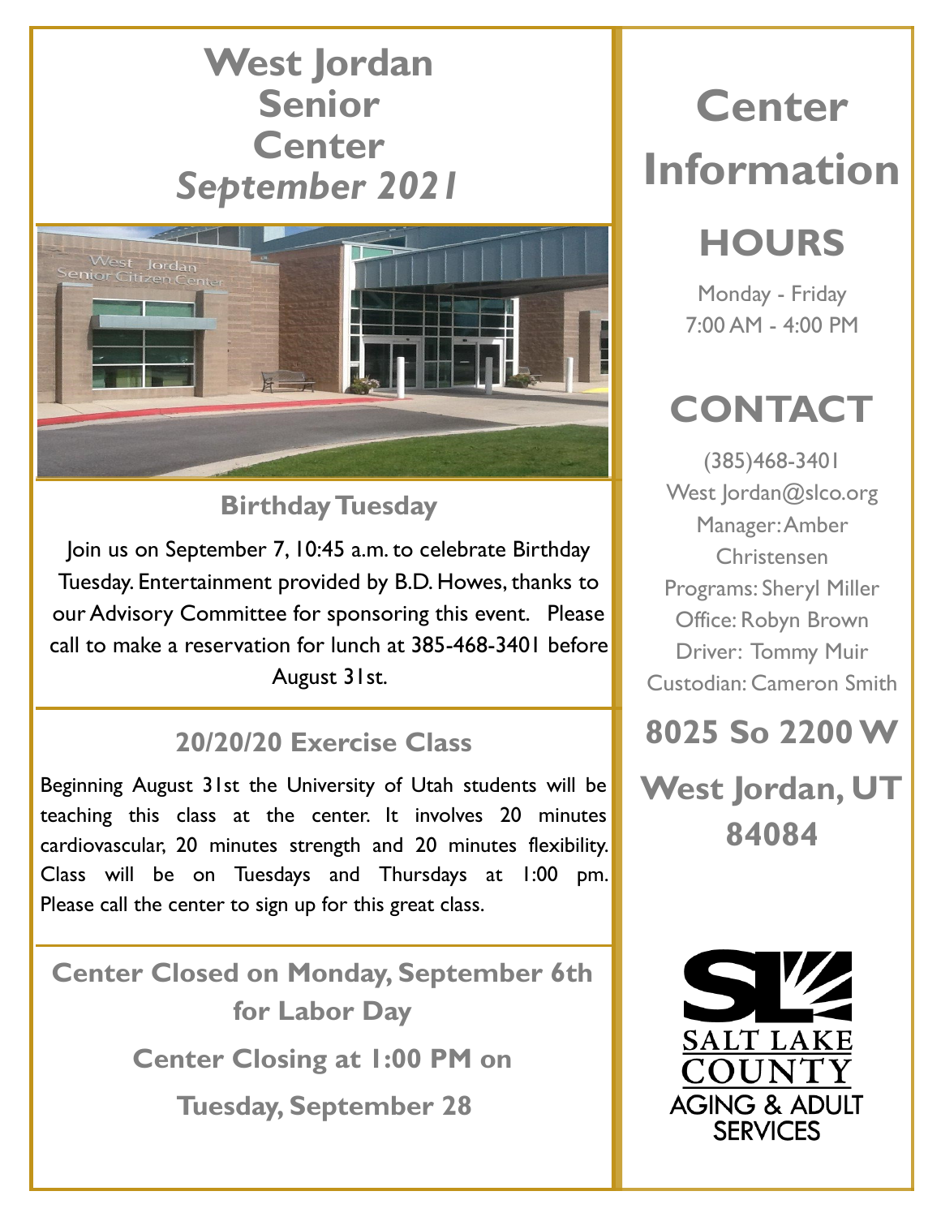# West Jordan Senior Center

## *September 2021*

### Birthday Tuesday

Join us on September 7, 10:45 a.m. to celebrate Birthday Tuesday. Entertainment provided by B.D. Howes, thanks to our Advisory Committee for sponsoring this event. Please call to make a reservation for lunch at 385-468-3401 before August 31st.

### 20/20/20 Exercise Class

Beginning August 31st the University of Utah students will be teaching this class at the center. It involves 20 minutes cardiovascular, 20 minutes strength and 20 minutes flexibility. Class will be on Tuesdays and Thursdays at 1:00 pm. Please call the center to sign up for this great class.

**Center Closed on Monday, September 6th for Labor Day**

**Center Closing at 1:00 PM on Tuesday, September 28**

# Center Information

## HOURS

Monday - Friday
7:00 AM - 4:00 PM

## CONTACT

(385)468-3401
West Jordan@slco.org
Manager: Amber Christensen
Programs: Sheryl Miller
Office: Robyn Brown
Driver: Tommy Muir
Custodian: Cameron Smith

**8025 So 2200 W**

**West Jordan, UT 84084**

SALT LAKE COUNTY
AGING & ADULT SERVICES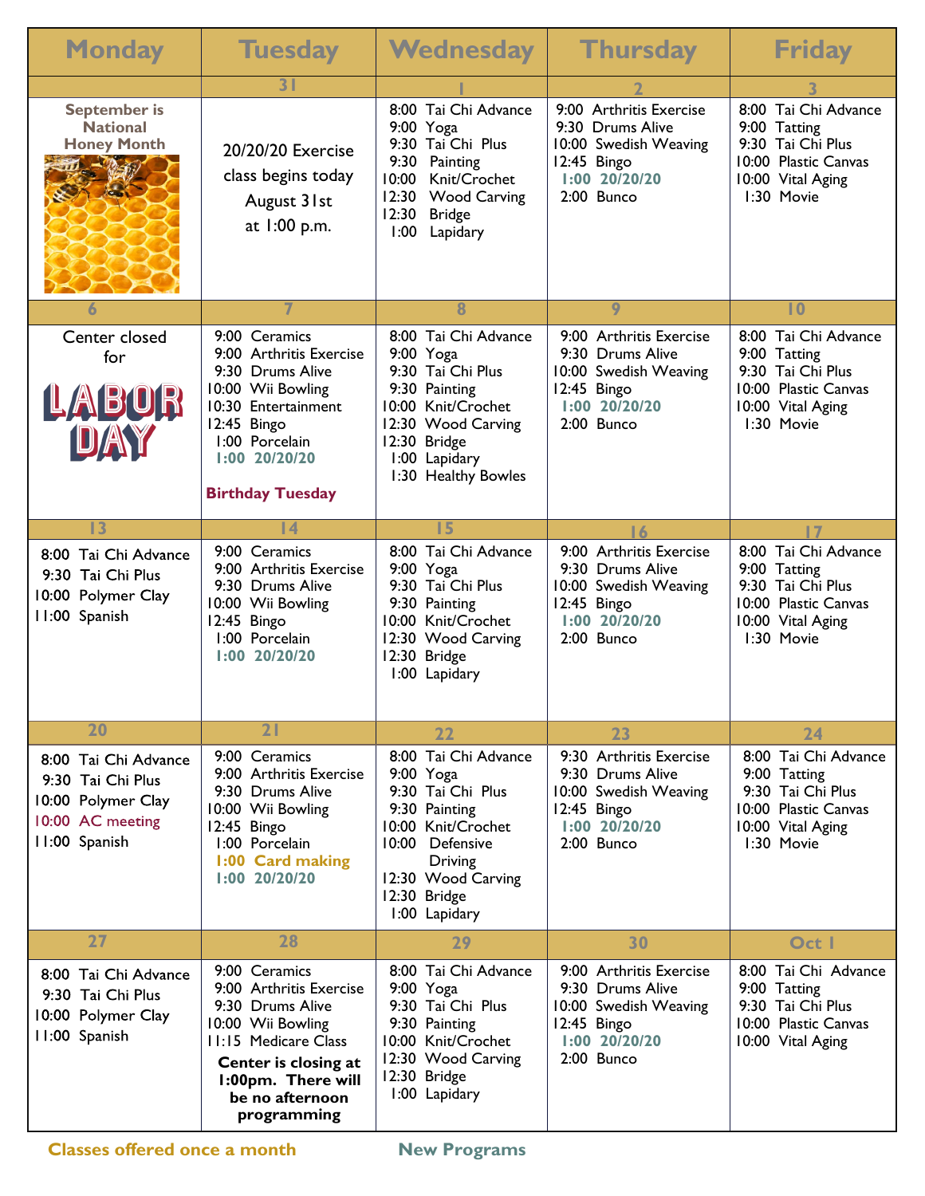| Monday | Tuesday | Wednesday | Thursday | Friday |
|---|---|---|---|---|
| | 31 | 1 | 2 | 3 |
| September is National Honey Month | 20/20/20 Exercise class begins today August 31st at 1:00 p.m. | 8:00 Tai Chi Advance<br>9:00 Yoga<br>9:30 Tai Chi Plus<br>9:30 Painting<br>10:00 Knit/Crochet<br>12:30 Wood Carving<br>12:30 Bridge<br>1:00 Lapidary | 9:00 Arthritis Exercise<br>9:30 Drums Alive<br>10:00 Swedish Weaving<br>12:45 Bingo<br>1:00 20/20/20<br>2:00 Bunco | 8:00 Tai Chi Advance<br>9:00 Tatting<br>9:30 Tai Chi Plus<br>10:00 Plastic Canvas<br>10:00 Vital Aging<br>1:30 Movie |
| 6 | 7 | 8 | 9 | 10 |
| Center closed for LABOR DAY | 9:00 Ceramics<br>9:00 Arthritis Exercise<br>9:30 Drums Alive<br>10:00 Wii Bowling<br>10:30 Entertainment<br>12:45 Bingo<br>1:00 Porcelain<br>1:00 20/20/20<br>**Birthday Tuesday** | 8:00 Tai Chi Advance<br>9:00 Yoga<br>9:30 Tai Chi Plus<br>9:30 Painting<br>10:00 Knit/Crochet<br>12:30 Wood Carving<br>12:30 Bridge<br>1:00 Lapidary<br>1:30 Healthy Bowles | 9:00 Arthritis Exercise<br>9:30 Drums Alive<br>10:00 Swedish Weaving<br>12:45 Bingo<br>1:00 20/20/20<br>2:00 Bunco | 8:00 Tai Chi Advance<br>9:00 Tatting<br>9:30 Tai Chi Plus<br>10:00 Plastic Canvas<br>10:00 Vital Aging<br>1:30 Movie |
| 13 | 14 | 15 | 16 | 17 |
| 8:00 Tai Chi Advance<br>9:30 Tai Chi Plus<br>10:00 Polymer Clay<br>11:00 Spanish | 9:00 Ceramics<br>9:00 Arthritis Exercise<br>9:30 Drums Alive<br>10:00 Wii Bowling<br>12:45 Bingo<br>1:00 Porcelain<br>1:00 20/20/20 | 8:00 Tai Chi Advance<br>9:00 Yoga<br>9:30 Tai Chi Plus<br>9:30 Painting<br>10:00 Knit/Crochet<br>12:30 Wood Carving<br>12:30 Bridge<br>1:00 Lapidary | 9:00 Arthritis Exercise<br>9:30 Drums Alive<br>10:00 Swedish Weaving<br>12:45 Bingo<br>1:00 20/20/20<br>2:00 Bunco | 8:00 Tai Chi Advance<br>9:00 Tatting<br>9:30 Tai Chi Plus<br>10:00 Plastic Canvas<br>10:00 Vital Aging<br>1:30 Movie |
| 20 | 21 | 22 | 23 | 24 |
| 8:00 Tai Chi Advance<br>9:30 Tai Chi Plus<br>10:00 Polymer Clay<br>10:00 AC meeting<br>11:00 Spanish | 9:00 Ceramics<br>9:00 Arthritis Exercise<br>9:30 Drums Alive<br>10:00 Wii Bowling<br>12:45 Bingo<br>1:00 Porcelain<br>1:00 Card making<br>1:00 20/20/20 | 8:00 Tai Chi Advance<br>9:00 Yoga<br>9:30 Tai Chi Plus<br>9:30 Painting<br>10:00 Knit/Crochet<br>10:00 Defensive Driving<br>12:30 Wood Carving<br>12:30 Bridge<br>1:00 Lapidary | 9:30 Arthritis Exercise<br>9:30 Drums Alive<br>10:00 Swedish Weaving<br>12:45 Bingo<br>1:00 20/20/20<br>2:00 Bunco | 8:00 Tai Chi Advance<br>9:00 Tatting<br>9:30 Tai Chi Plus<br>10:00 Plastic Canvas<br>10:00 Vital Aging<br>1:30 Movie |
| 27 | 28 | 29 | 30 | Oct 1 |
| 8:00 Tai Chi Advance<br>9:30 Tai Chi Plus<br>10:00 Polymer Clay<br>11:00 Spanish | 9:00 Ceramics<br>9:00 Arthritis Exercise<br>9:30 Drums Alive<br>10:00 Wii Bowling<br>11:15 Medicare Class<br>**Center is closing at 1:00pm. There will be no afternoon programming** | 8:00 Tai Chi Advance<br>9:00 Yoga<br>9:30 Tai Chi Plus<br>9:30 Painting<br>10:00 Knit/Crochet<br>12:30 Wood Carving<br>12:30 Bridge<br>1:00 Lapidary | 9:00 Arthritis Exercise<br>9:30 Drums Alive<br>10:00 Swedish Weaving<br>12:45 Bingo<br>1:00 20/20/20<br>2:00 Bunco | 8:00 Tai Chi Advance<br>9:00 Tatting<br>9:30 Tai Chi Plus<br>10:00 Plastic Canvas<br>10:00 Vital Aging |

**Classes offered once a month** **New Programs**